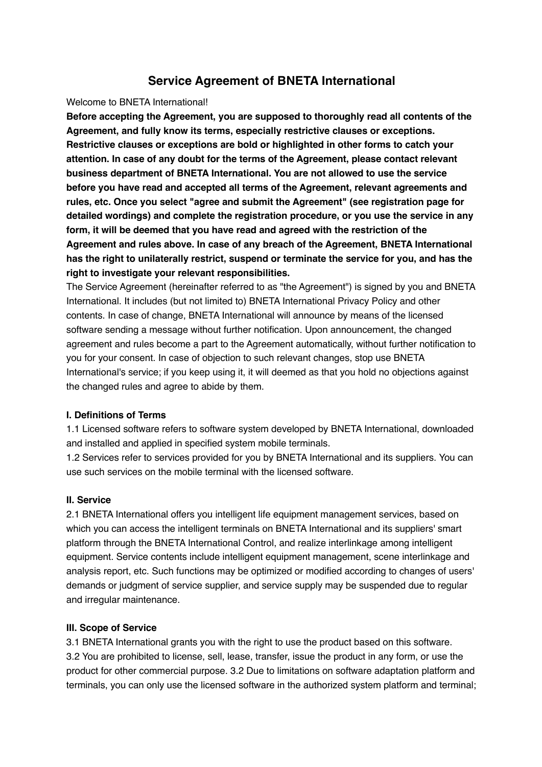# Service Agreement of BNETA International

Welcome to BNETA International!

**Before accepting the Agreement, you are supposed to thoroughly read all contents of the Agreement, and fully know its terms, especially restrictive clauses or exceptions. Restrictive clauses or exceptions are bold or highlighted in other forms to catch your attention. In case of any doubt for the terms of the Agreement, please contact relevant business department of BNETA International. You are not allowed to use the service before you have read and accepted all terms of the Agreement, relevant agreements and rules, etc. Once you select "agree and submit the Agreement" (see registration page for detailed wordings) and complete the registration procedure, or you use the service in any form, it will be deemed that you have read and agreed with the restriction of the Agreement and rules above. In case of any breach of the Agreement, BNETA International has the right to unilaterally restrict, suspend or terminate the service for you, and has the right to investigate your relevant responsibilities.**

The Service Agreement (hereinafter referred to as "the Agreement") is signed by you and BNETA International. It includes (but not limited to) BNETA International Privacy Policy and other contents. In case of change, BNETA International will announce by means of the licensed software sending a message without further notification. Upon announcement, the changed agreement and rules become a part to the Agreement automatically, without further notification to you for your consent. In case of objection to such relevant changes, stop use BNETA International's service; if you keep using it, it will deemed as that you hold no objections against the changed rules and agree to abide by them.

**I. Definitions of Terms**

1.1 Licensed software refers to software system developed by BNETA International, downloaded and installed and applied in specified system mobile terminals.

1.2 Services refer to services provided for you by BNETA International and its suppliers. You can use such services on the mobile terminal with the licensed software.

**II. Service**

2.1 BNETA International offers you intelligent life equipment management services, based on which you can access the intelligent terminals on BNETA International and its suppliers' smart platform through the BNETA International Control, and realize interlinkage among intelligent equipment. Service contents include intelligent equipment management, scene interlinkage and analysis report, etc. Such functions may be optimized or modified according to changes of users' demands or judgment of service supplier, and service supply may be suspended due to regular and irregular maintenance.

**III. Scope of Service**

3.1 BNETA International grants you with the right to use the product based on this software.

3.2 You are prohibited to license, sell, lease, transfer, issue the product in any form, or use the product for other commercial purpose. 3.2 Due to limitations on software adaptation platform and terminals, you can only use the licensed software in the authorized system platform and terminal;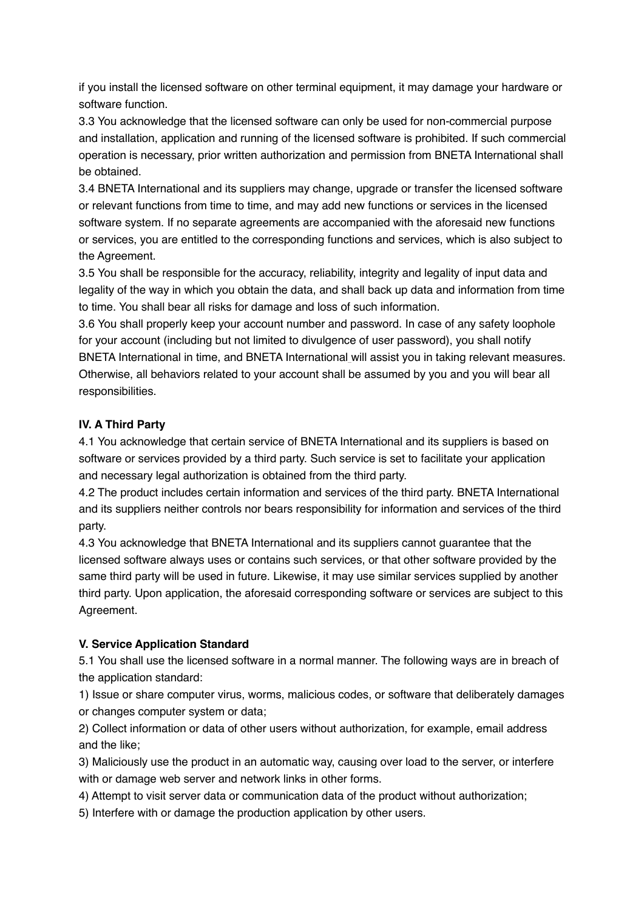if you install the licensed software on other terminal equipment, it may damage your hardware or software function.

3.3 You acknowledge that the licensed software can only be used for non-commercial purpose and installation, application and running of the licensed software is prohibited. If such commercial operation is necessary, prior written authorization and permission from BNETA International shall be obtained.

3.4 BNETA International and its suppliers may change, upgrade or transfer the licensed software or relevant functions from time to time, and may add new functions or services in the licensed software system. If no separate agreements are accompanied with the aforesaid new functions or services, you are entitled to the corresponding functions and services, which is also subject to the Agreement.

3.5 You shall be responsible for the accuracy, reliability, integrity and legality of input data and legality of the way in which you obtain the data, and shall back up data and information from time to time. You shall bear all risks for damage and loss of such information.

3.6 You shall properly keep your account number and password. In case of any safety loophole for your account (including but not limited to divulgence of user password), you shall notify BNETA International in time, and BNETA International will assist you in taking relevant measures. Otherwise, all behaviors related to your account shall be assumed by you and you will bear all responsibilities.

**IV. A Third Party**

4.1 You acknowledge that certain service of BNETA International and its suppliers is based on software or services provided by a third party. Such service is set to facilitate your application and necessary legal authorization is obtained from the third party.

4.2 The product includes certain information and services of the third party. BNETA International and its suppliers neither controls nor bears responsibility for information and services of the third party.

4.3 You acknowledge that BNETA International and its suppliers cannot guarantee that the licensed software always uses or contains such services, or that other software provided by the same third party will be used in future. Likewise, it may use similar services supplied by another third party. Upon application, the aforesaid corresponding software or services are subject to this Agreement.

**V. Service Application Standard**

5.1 You shall use the licensed software in a normal manner. The following ways are in breach of the application standard:

1) Issue or share computer virus, worms, malicious codes, or software that deliberately damages or changes computer system or data;

2) Collect information or data of other users without authorization, for example, email address and the like;

3) Maliciously use the product in an automatic way, causing over load to the server, or interfere with or damage web server and network links in other forms.

4) Attempt to visit server data or communication data of the product without authorization;

5) Interfere with or damage the production application by other users.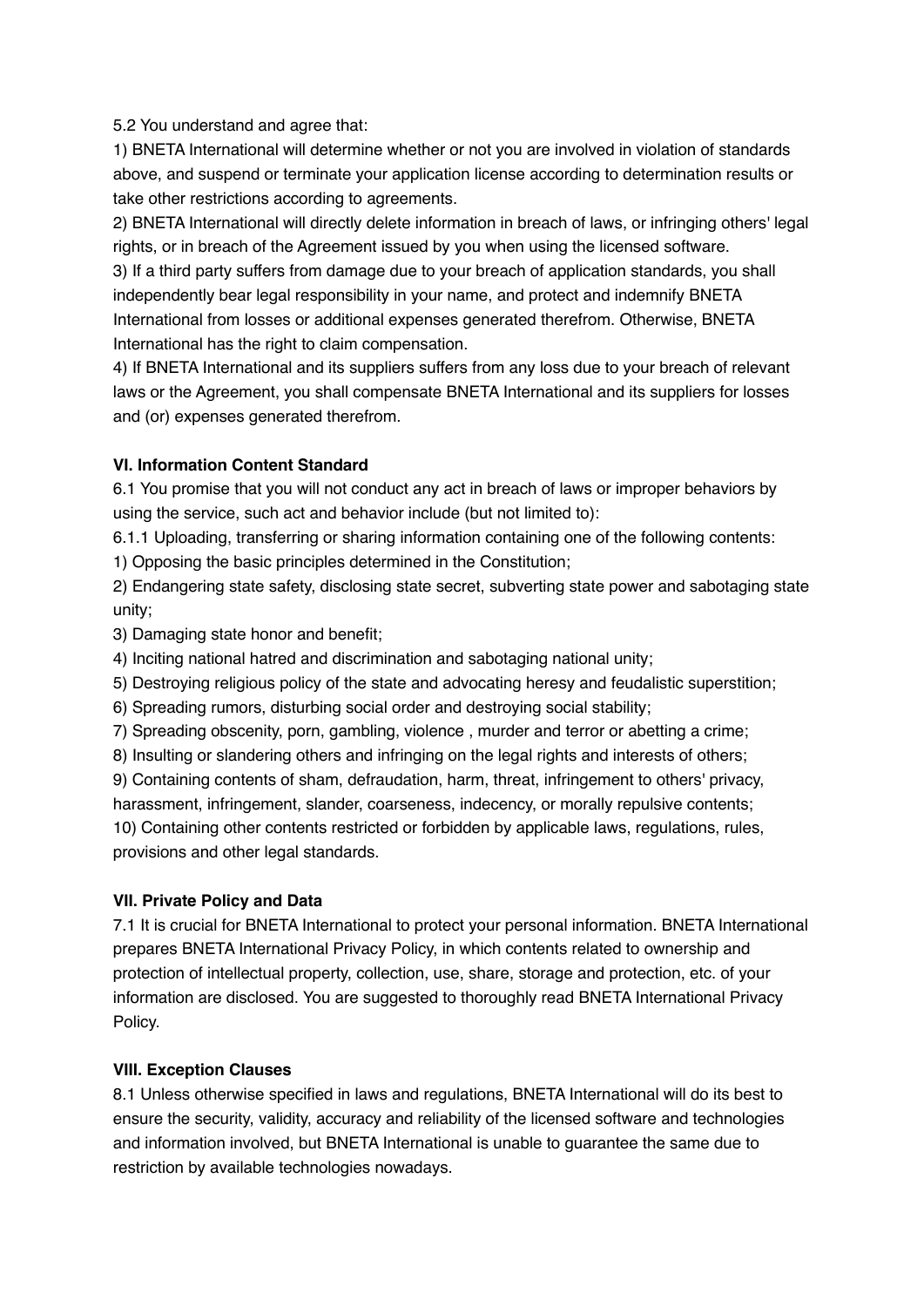5.2 You understand and agree that:

1) BNETA International will determine whether or not you are involved in violation of standards above, and suspend or terminate your application license according to determination results or take other restrictions according to agreements.

2) BNETA International will directly delete information in breach of laws, or infringing others' legal rights, or in breach of the Agreement issued by you when using the licensed software.

3) If a third party suffers from damage due to your breach of application standards, you shall independently bear legal responsibility in your name, and protect and indemnify BNETA International from losses or additional expenses generated therefrom. Otherwise, BNETA International has the right to claim compensation.

4) If BNETA International and its suppliers suffers from any loss due to your breach of relevant laws or the Agreement, you shall compensate BNETA International and its suppliers for losses and (or) expenses generated therefrom.

**VI. Information Content Standard**

6.1 You promise that you will not conduct any act in breach of laws or improper behaviors by using the service, such act and behavior include (but not limited to):

6.1.1 Uploading, transferring or sharing information containing one of the following contents:

1) Opposing the basic principles determined in the Constitution;

2) Endangering state safety, disclosing state secret, subverting state power and sabotaging state unity;

3) Damaging state honor and benefit;

4) Inciting national hatred and discrimination and sabotaging national unity;

5) Destroying religious policy of the state and advocating heresy and feudalistic superstition;

6) Spreading rumors, disturbing social order and destroying social stability;

7) Spreading obscenity, porn, gambling, violence , murder and terror or abetting a crime;

8) Insulting or slandering others and infringing on the legal rights and interests of others;

9) Containing contents of sham, defraudation, harm, threat, infringement to others' privacy, harassment, infringement, slander, coarseness, indecency, or morally repulsive contents;

10) Containing other contents restricted or forbidden by applicable laws, regulations, rules, provisions and other legal standards.

**VII. Private Policy and Data**

7.1 It is crucial for BNETA International to protect your personal information. BNETA International prepares BNETA International Privacy Policy, in which contents related to ownership and protection of intellectual property, collection, use, share, storage and protection, etc. of your information are disclosed. You are suggested to thoroughly read BNETA International Privacy Policy.

**VIII. Exception Clauses**

8.1 Unless otherwise specified in laws and regulations, BNETA International will do its best to ensure the security, validity, accuracy and reliability of the licensed software and technologies and information involved, but BNETA International is unable to guarantee the same due to restriction by available technologies nowadays.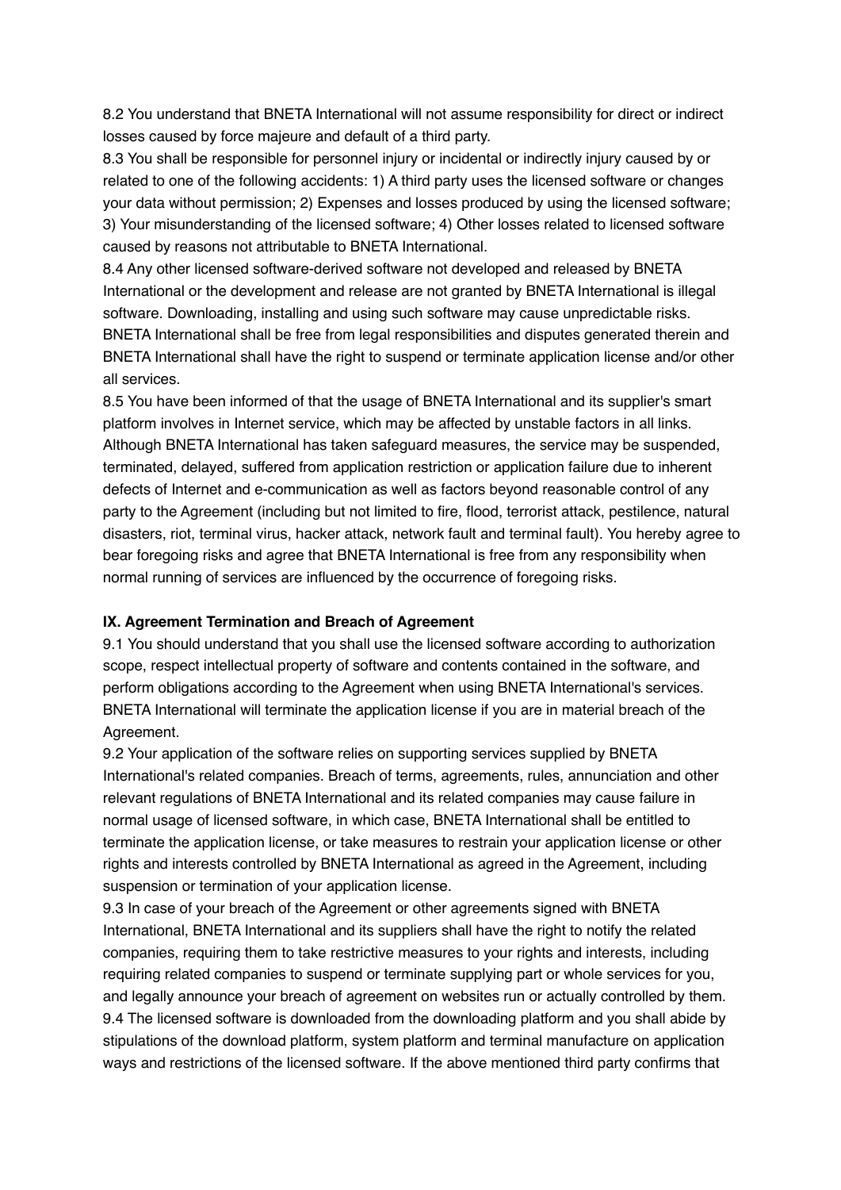8.2 You understand that BNETA International will not assume responsibility for direct or indirect losses caused by force majeure and default of a third party.

8.3 You shall be responsible for personnel injury or incidental or indirectly injury caused by or related to one of the following accidents: 1) A third party uses the licensed software or changes your data without permission; 2) Expenses and losses produced by using the licensed software; 3) Your misunderstanding of the licensed software; 4) Other losses related to licensed software caused by reasons not attributable to BNETA International.

8.4 Any other licensed software-derived software not developed and released by BNETA International or the development and release are not granted by BNETA International is illegal software. Downloading, installing and using such software may cause unpredictable risks. BNETA International shall be free from legal responsibilities and disputes generated therein and BNETA International shall have the right to suspend or terminate application license and/or other all services.

8.5 You have been informed of that the usage of BNETA International and its supplier's smart platform involves in Internet service, which may be affected by unstable factors in all links. Although BNETA International has taken safeguard measures, the service may be suspended, terminated, delayed, suffered from application restriction or application failure due to inherent defects of Internet and e-communication as well as factors beyond reasonable control of any party to the Agreement (including but not limited to fire, flood, terrorist attack, pestilence, natural disasters, riot, terminal virus, hacker attack, network fault and terminal fault). You hereby agree to bear foregoing risks and agree that BNETA International is free from any responsibility when normal running of services are influenced by the occurrence of foregoing risks.

**IX. Agreement Termination and Breach of Agreement**

9.1 You should understand that you shall use the licensed software according to authorization scope, respect intellectual property of software and contents contained in the software, and perform obligations according to the Agreement when using BNETA International's services. BNETA International will terminate the application license if you are in material breach of the Agreement.

9.2 Your application of the software relies on supporting services supplied by BNETA International's related companies. Breach of terms, agreements, rules, annunciation and other relevant regulations of BNETA International and its related companies may cause failure in normal usage of licensed software, in which case, BNETA International shall be entitled to terminate the application license, or take measures to restrain your application license or other rights and interests controlled by BNETA International as agreed in the Agreement, including suspension or termination of your application license.

9.3 In case of your breach of the Agreement or other agreements signed with BNETA International, BNETA International and its suppliers shall have the right to notify the related companies, requiring them to take restrictive measures to your rights and interests, including requiring related companies to suspend or terminate supplying part or whole services for you, and legally announce your breach of agreement on websites run or actually controlled by them.

9.4 The licensed software is downloaded from the downloading platform and you shall abide by stipulations of the download platform, system platform and terminal manufacture on application ways and restrictions of the licensed software. If the above mentioned third party confirms that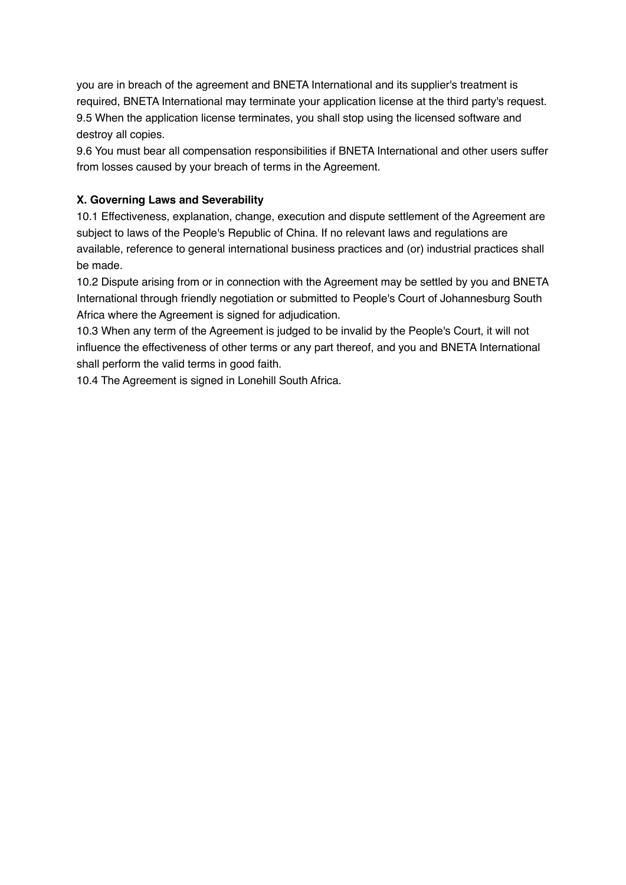you are in breach of the agreement and BNETA International and its supplier's treatment is required, BNETA International may terminate your application license at the third party's request.
9.5 When the application license terminates, you shall stop using the licensed software and destroy all copies.
9.6 You must bear all compensation responsibilities if BNETA International and other users suffer from losses caused by your breach of terms in the Agreement.

**X. Governing Laws and Severability**

10.1 Effectiveness, explanation, change, execution and dispute settlement of the Agreement are subject to laws of the People's Republic of China. If no relevant laws and regulations are available, reference to general international business practices and (or) industrial practices shall be made.
10.2 Dispute arising from or in connection with the Agreement may be settled by you and BNETA International through friendly negotiation or submitted to People's Court of Johannesburg South Africa where the Agreement is signed for adjudication.
10.3 When any term of the Agreement is judged to be invalid by the People's Court, it will not influence the effectiveness of other terms or any part thereof, and you and BNETA International shall perform the valid terms in good faith.
10.4 The Agreement is signed in Lonehill South Africa.